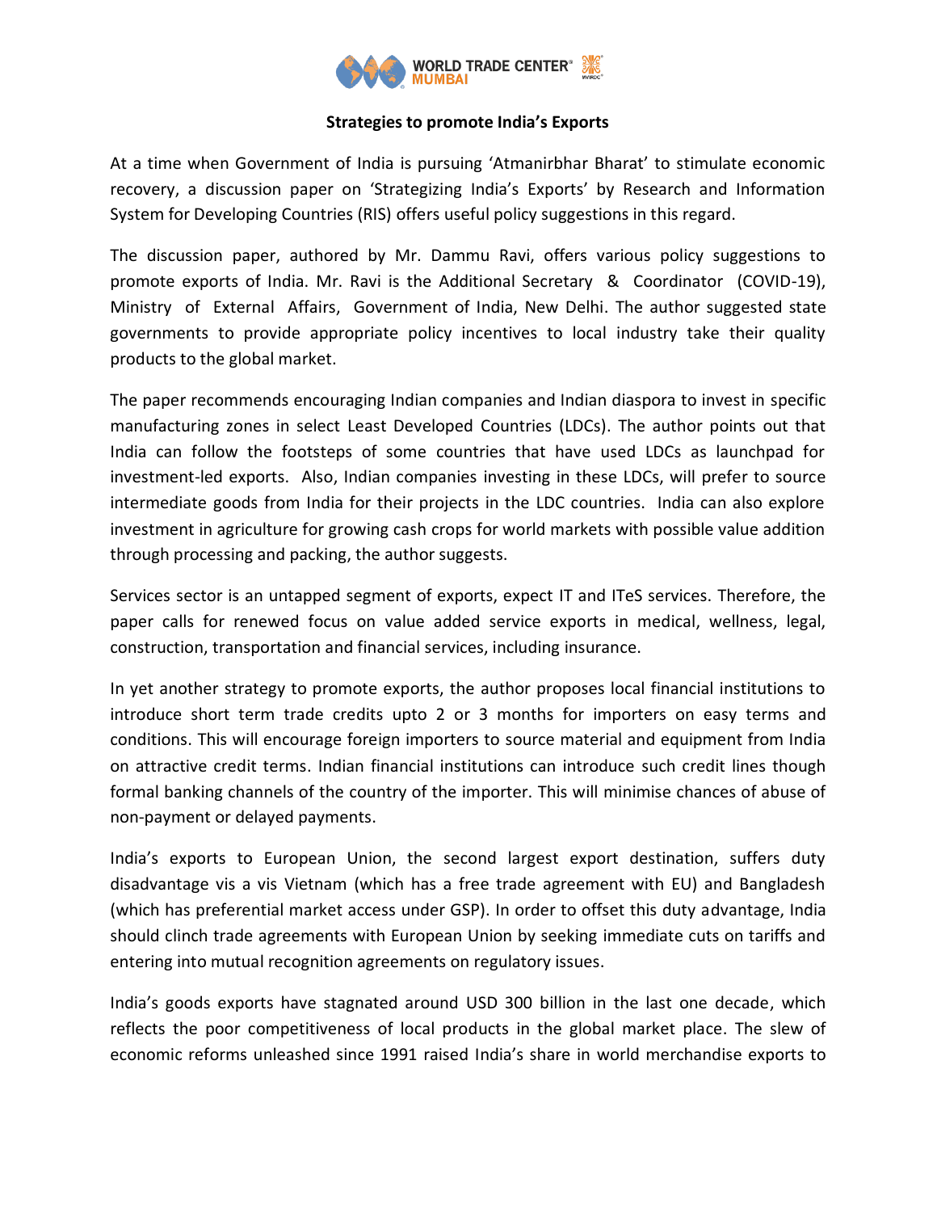## Strategies to promote India's Exports

At a time when Government of India is pursuing 'Atmanirbhar Bharat' to stimulate economic recovery, a discussion paper on 'Strategizing India's Exports' by Research and Information System for Developing Countries (RIS) offers useful policy suggestions in this regard.

The discussion paper, authored by Mr. Dammu Ravi, offers various policy suggestions to promote exports of India. Mr. Ravi is the Additional Secretary & Coordinator (COVID-19), Ministry of External Affairs, Government of India, New Delhi. The author suggested state governments to provide appropriate policy incentives to local industry take their quality products to the global market.

The paper recommends encouraging Indian companies and Indian diaspora to invest in specific manufacturing zones in select Least Developed Countries (LDCs). The author points out that India can follow the footsteps of some countries that have used LDCs as launchpad for investment-led exports. Also, Indian companies investing in these LDCs, will prefer to source intermediate goods from India for their projects in the LDC countries. India can also explore investment in agriculture for growing cash crops for world markets with possible value addition through processing and packing, the author suggests.

Services sector is an untapped segment of exports, expect IT and ITeS services. Therefore, the paper calls for renewed focus on value added service exports in medical, wellness, legal, construction, transportation and financial services, including insurance.

In yet another strategy to promote exports, the author proposes local financial institutions to introduce short term trade credits upto 2 or 3 months for importers on easy terms and conditions. This will encourage foreign importers to source material and equipment from India on attractive credit terms. Indian financial institutions can introduce such credit lines though formal banking channels of the country of the importer. This will minimise chances of abuse of non-payment or delayed payments.

India's exports to European Union, the second largest export destination, suffers duty disadvantage vis a vis Vietnam (which has a free trade agreement with EU) and Bangladesh (which has preferential market access under GSP). In order to offset this duty advantage, India should clinch trade agreements with European Union by seeking immediate cuts on tariffs and entering into mutual recognition agreements on regulatory issues.

India's goods exports have stagnated around USD 300 billion in the last one decade, which reflects the poor competitiveness of local products in the global market place. The slew of economic reforms unleashed since 1991 raised India's share in world merchandise exports to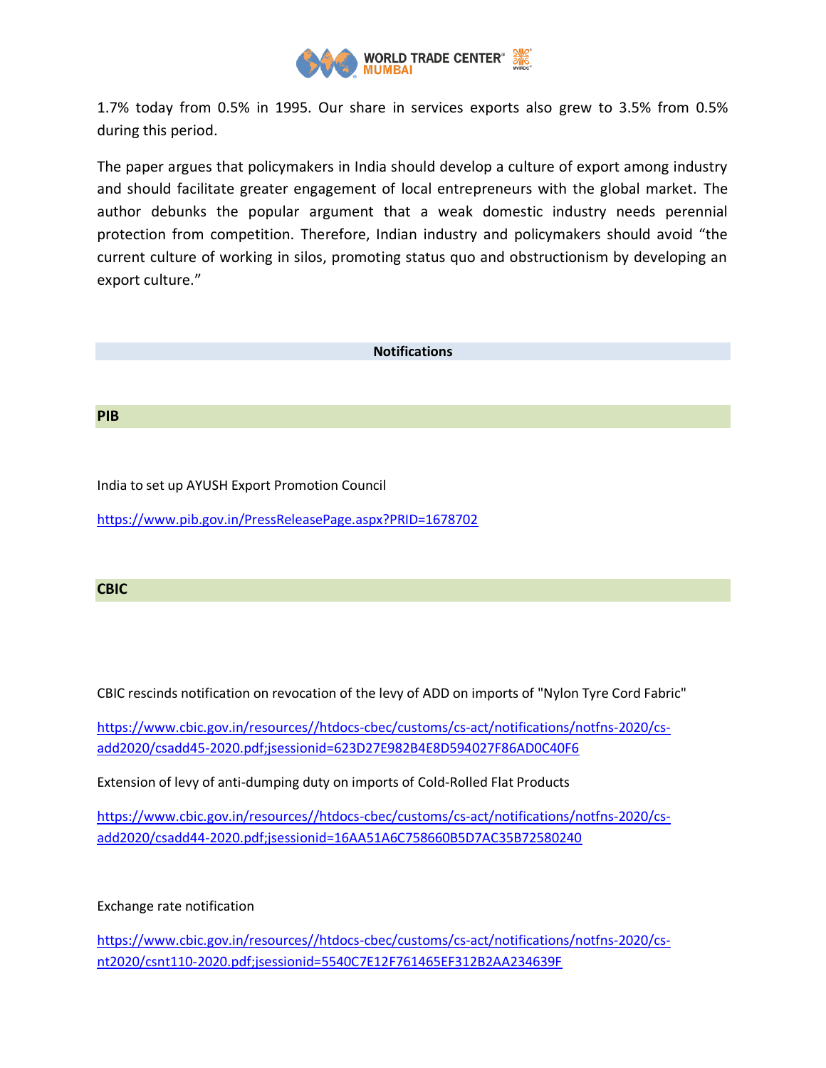1.7% today from 0.5% in 1995. Our share in services exports also grew to 3.5% from 0.5% during this period.

The paper argues that policymakers in India should develop a culture of export among industry and should facilitate greater engagement of local entrepreneurs with the global market. The author debunks the popular argument that a weak domestic industry needs perennial protection from competition. Therefore, Indian industry and policymakers should avoid "the current culture of working in silos, promoting status quo and obstructionism by developing an export culture."

## Notifications

### PIB

India to set up AYUSH Export Promotion Council

https://www.pib.gov.in/PressReleasePage.aspx?PRID=1678702

### CBIC

CBIC rescinds notification on revocation of the levy of ADD on imports of "Nylon Tyre Cord Fabric"

https://www.cbic.gov.in/resources//htdocs-cbec/customs/cs-act/notifications/notfns-2020/cs-add2020/csadd45-2020.pdf;jsessionid=623D27E982B4E8D594027F86AD0C40F6

Extension of levy of anti-dumping duty on imports of Cold-Rolled Flat Products

https://www.cbic.gov.in/resources//htdocs-cbec/customs/cs-act/notifications/notfns-2020/cs-add2020/csadd44-2020.pdf;jsessionid=16AA51A6C758660B5D7AC35B72580240

Exchange rate notification

https://www.cbic.gov.in/resources//htdocs-cbec/customs/cs-act/notifications/notfns-2020/cs-nt2020/csnt110-2020.pdf;jsessionid=5540C7E12F761465EF312B2AA234639F